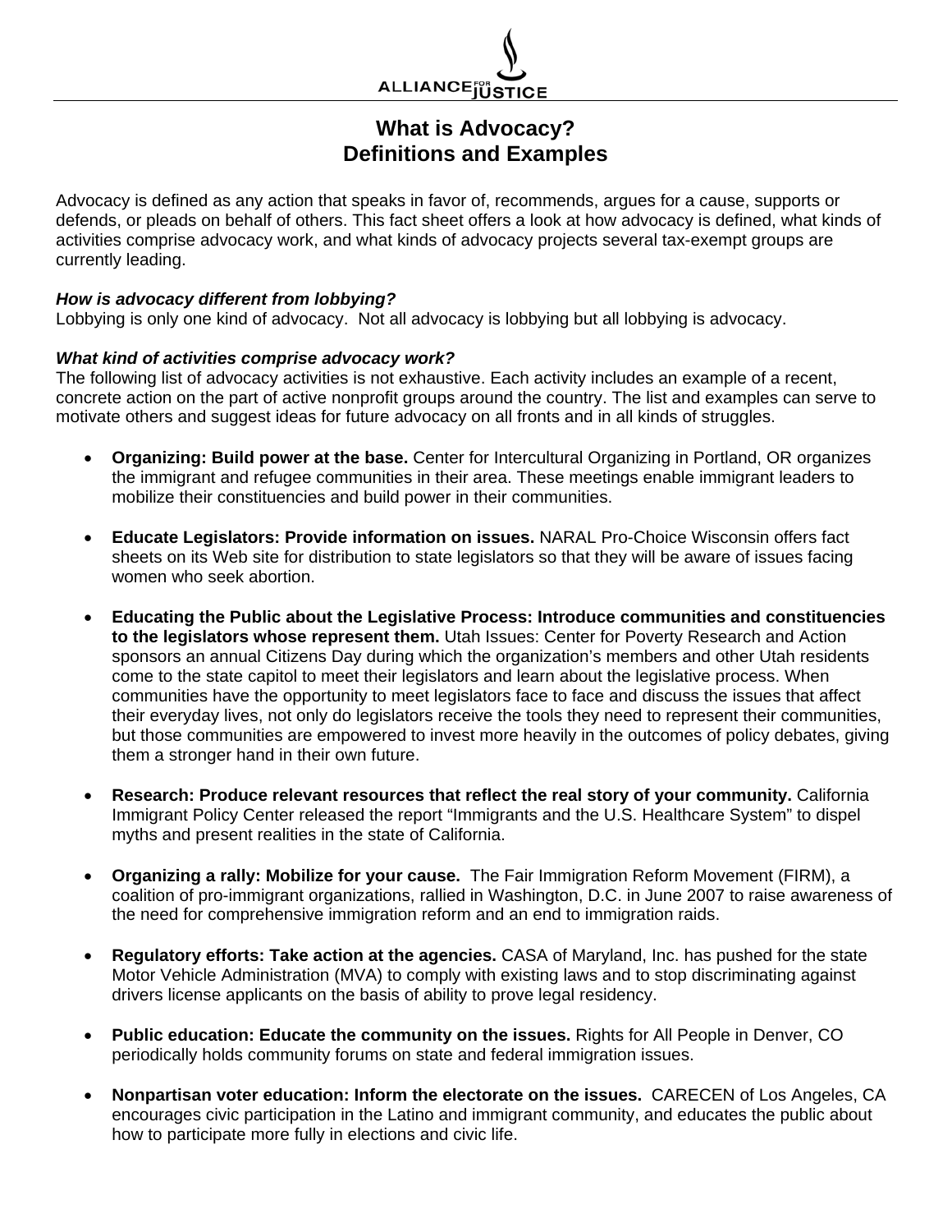ALLIANCE FOR JUSTICE

# What is Advocacy?
# Definitions and Examples

Advocacy is defined as any action that speaks in favor of, recommends, argues for a cause, supports or defends, or pleads on behalf of others. This fact sheet offers a look at how advocacy is defined, what kinds of activities comprise advocacy work, and what kinds of advocacy projects several tax-exempt groups are currently leading.

***How is advocacy different from lobbying?***

Lobbying is only one kind of advocacy. Not all advocacy is lobbying but all lobbying is advocacy.

***What kind of activities comprise advocacy work?***

The following list of advocacy activities is not exhaustive. Each activity includes an example of a recent, concrete action on the part of active nonprofit groups around the country. The list and examples can serve to motivate others and suggest ideas for future advocacy on all fronts and in all kinds of struggles.

- **Organizing: Build power at the base.** Center for Intercultural Organizing in Portland, OR organizes the immigrant and refugee communities in their area. These meetings enable immigrant leaders to mobilize their constituencies and build power in their communities.

- **Educate Legislators: Provide information on issues.** NARAL Pro-Choice Wisconsin offers fact sheets on its Web site for distribution to state legislators so that they will be aware of issues facing women who seek abortion.

- **Educating the Public about the Legislative Process: Introduce communities and constituencies to the legislators whose represent them.** Utah Issues: Center for Poverty Research and Action sponsors an annual Citizens Day during which the organization's members and other Utah residents come to the state capitol to meet their legislators and learn about the legislative process. When communities have the opportunity to meet legislators face to face and discuss the issues that affect their everyday lives, not only do legislators receive the tools they need to represent their communities, but those communities are empowered to invest more heavily in the outcomes of policy debates, giving them a stronger hand in their own future.

- **Research: Produce relevant resources that reflect the real story of your community.** California Immigrant Policy Center released the report "Immigrants and the U.S. Healthcare System" to dispel myths and present realities in the state of California.

- **Organizing a rally: Mobilize for your cause.** The Fair Immigration Reform Movement (FIRM), a coalition of pro-immigrant organizations, rallied in Washington, D.C. in June 2007 to raise awareness of the need for comprehensive immigration reform and an end to immigration raids.

- **Regulatory efforts: Take action at the agencies.** CASA of Maryland, Inc. has pushed for the state Motor Vehicle Administration (MVA) to comply with existing laws and to stop discriminating against drivers license applicants on the basis of ability to prove legal residency.

- **Public education: Educate the community on the issues.** Rights for All People in Denver, CO periodically holds community forums on state and federal immigration issues.

- **Nonpartisan voter education: Inform the electorate on the issues.** CARECEN of Los Angeles, CA encourages civic participation in the Latino and immigrant community, and educates the public about how to participate more fully in elections and civic life.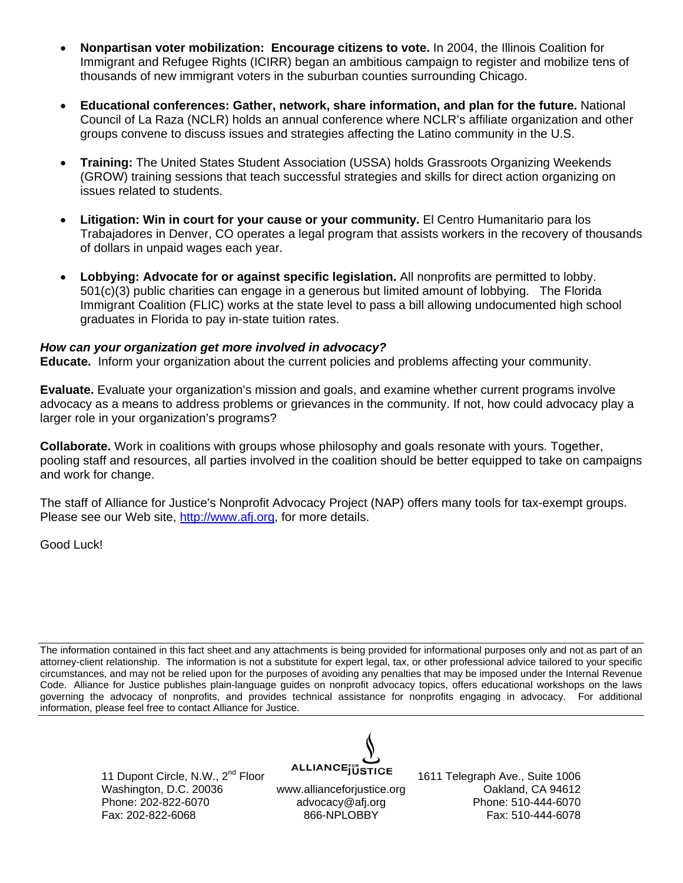- **Nonpartisan voter mobilization: Encourage citizens to vote.** In 2004, the Illinois Coalition for Immigrant and Refugee Rights (ICIRR) began an ambitious campaign to register and mobilize tens of thousands of new immigrant voters in the suburban counties surrounding Chicago.

- **Educational conferences: Gather, network, share information, and plan for the future.** National Council of La Raza (NCLR) holds an annual conference where NCLR's affiliate organization and other groups convene to discuss issues and strategies affecting the Latino community in the U.S.

- **Training:** The United States Student Association (USSA) holds Grassroots Organizing Weekends (GROW) training sessions that teach successful strategies and skills for direct action organizing on issues related to students.

- **Litigation: Win in court for your cause or your community.** El Centro Humanitario para los Trabajadores in Denver, CO operates a legal program that assists workers in the recovery of thousands of dollars in unpaid wages each year.

- **Lobbying: Advocate for or against specific legislation.** All nonprofits are permitted to lobby. 501(c)(3) public charities can engage in a generous but limited amount of lobbying. The Florida Immigrant Coalition (FLIC) works at the state level to pass a bill allowing undocumented high school graduates in Florida to pay in-state tuition rates.

***How can your organization get more involved in advocacy?***

**Educate.** Inform your organization about the current policies and problems affecting your community.

**Evaluate.** Evaluate your organization's mission and goals, and examine whether current programs involve advocacy as a means to address problems or grievances in the community. If not, how could advocacy play a larger role in your organization's programs?

**Collaborate.** Work in coalitions with groups whose philosophy and goals resonate with yours. Together, pooling staff and resources, all parties involved in the coalition should be better equipped to take on campaigns and work for change.

The staff of Alliance for Justice's Nonprofit Advocacy Project (NAP) offers many tools for tax-exempt groups. Please see our Web site, http://www.afj.org, for more details.

Good Luck!

---

The information contained in this fact sheet and any attachments is being provided for informational purposes only and not as part of an attorney-client relationship. The information is not a substitute for expert legal, tax, or other professional advice tailored to your specific circumstances, and may not be relied upon for the purposes of avoiding any penalties that may be imposed under the Internal Revenue Code. Alliance for Justice publishes plain-language guides on nonprofit advocacy topics, offers educational workshops on the laws governing the advocacy of nonprofits, and provides technical assistance for nonprofits engaging in advocacy. For additional information, please feel free to contact Alliance for Justice.

---

ALLIANCE FOR JUSTICE

11 Dupont Circle, N.W., 2nd Floor
Washington, D.C. 20036
Phone: 202-822-6070
Fax: 202-822-6068

www.allianceforjustice.org
advocacy@afj.org
866-NPLOBBY

1611 Telegraph Ave., Suite 1006
Oakland, CA 94612
Phone: 510-444-6070
Fax: 510-444-6078